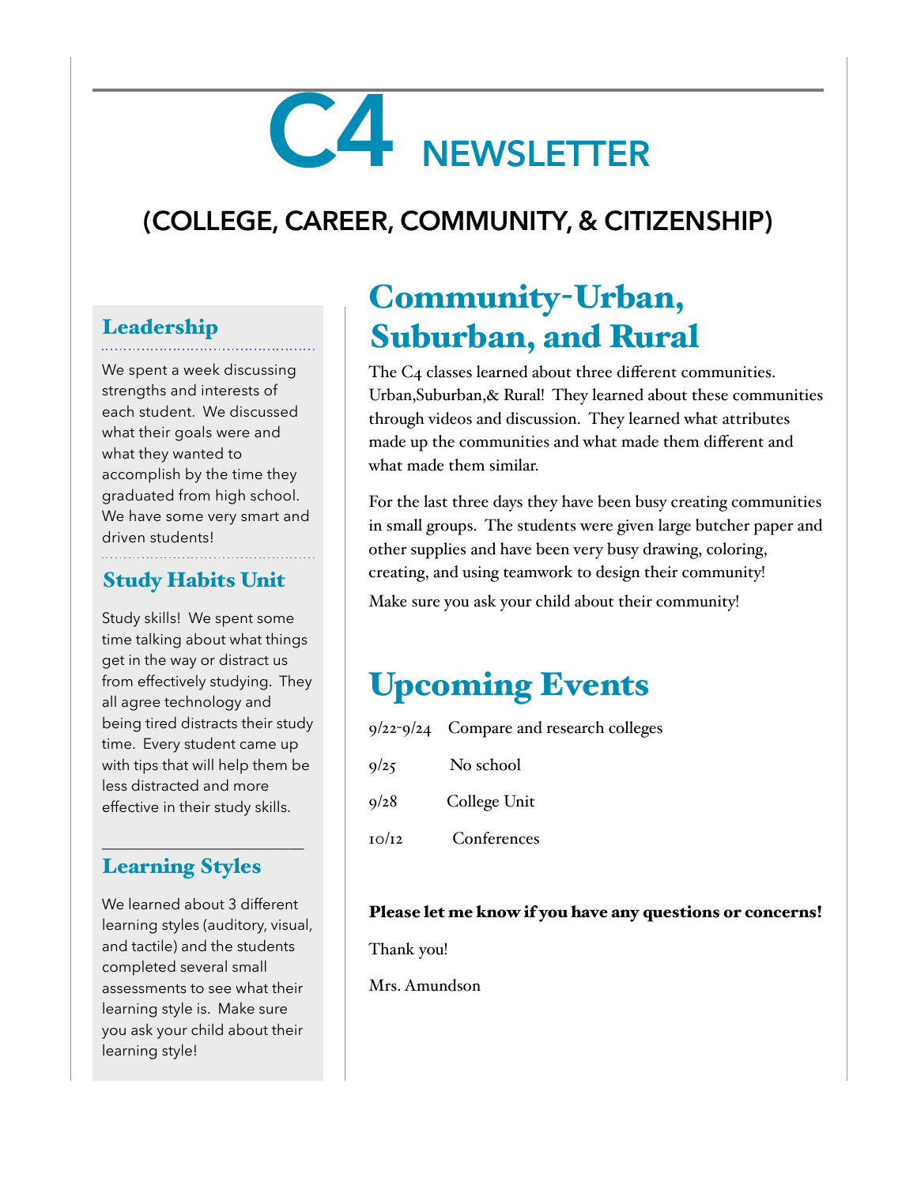# C4 NEWSLETTER

## (COLLEGE, CAREER, COMMUNITY, & CITIZENSHIP)

### Leadership

We spent a week discussing strengths and interests of each student. We discussed what their goals were and what they wanted to accomplish by the time they graduated from high school. We have some very smart and driven students!

### Study Habits Unit

Study skills! We spent some time talking about what things get in the way or distract us from effectively studying. They all agree technology and being tired distracts their study time. Every student came up with tips that will help them be less distracted and more effective in their study skills.

### Learning Styles

We learned about 3 different learning styles (auditory, visual, and tactile) and the students completed several small assessments to see what their learning style is. Make sure you ask your child about their learning style!

## Community-Urban, Suburban, and Rural

The C4 classes learned about three different communities. Urban,Suburban,& Rural! They learned about these communities through videos and discussion. They learned what attributes made up the communities and what made them different and what made them similar.

For the last three days they have been busy creating communities in small groups. The students were given large butcher paper and other supplies and have been very busy drawing, coloring, creating, and using teamwork to design their community!

Make sure you ask your child about their community!

## Upcoming Events

| | |
|---|---|
| 9/22-9/24 | Compare and research colleges |
| 9/25 | No school |
| 9/28 | College Unit |
| 10/12 | Conferences |

**Please let me know if you have any questions or concerns!**

Thank you!

Mrs. Amundson